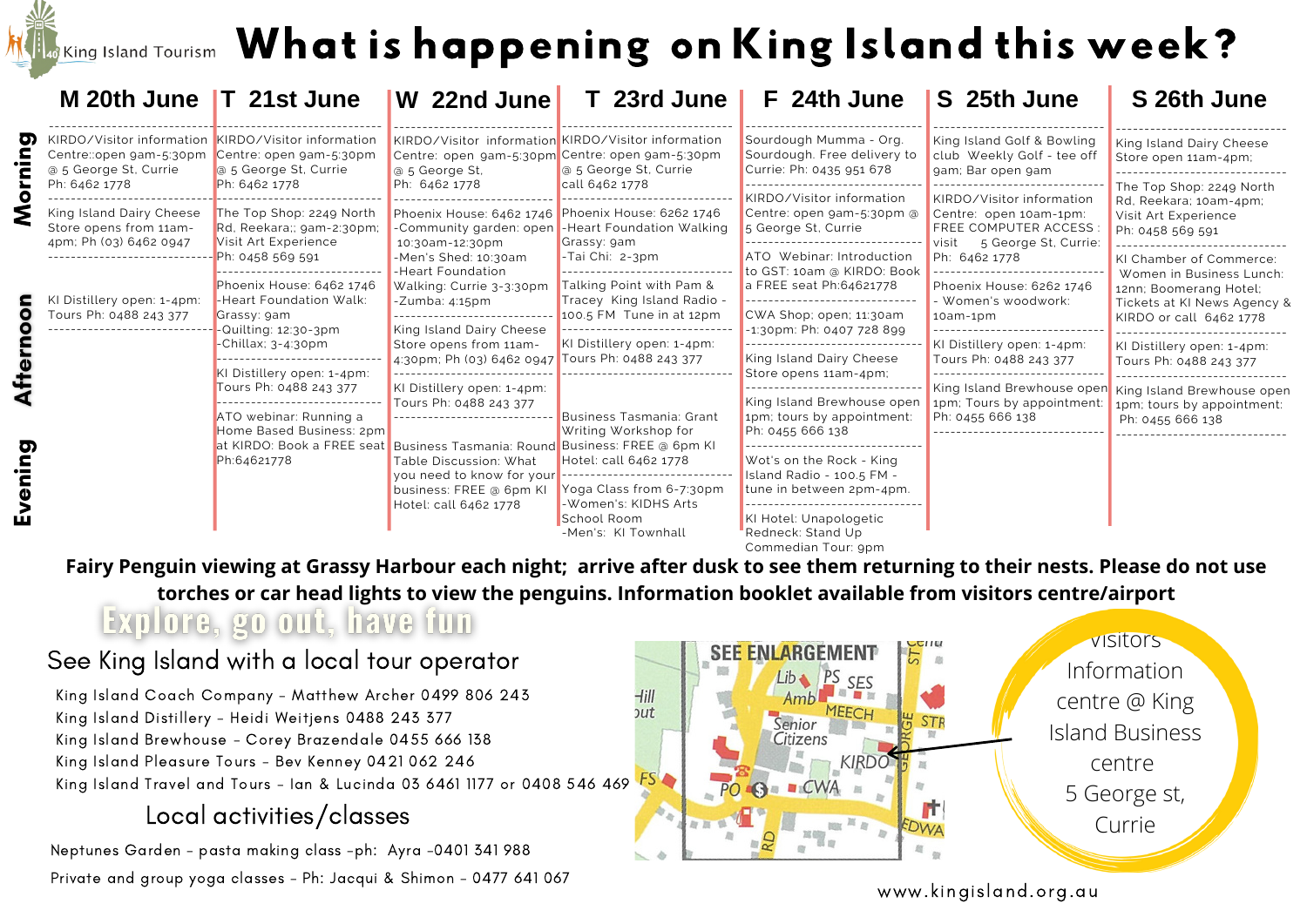King Island Tourism

# What is happening on King Island this week?

| | M 20th June | T 21st June | W 22nd June | T 23rd June | F 24th June | S 25th June | S 26th June |
|---|---|---|---|---|---|---|---|
| Morning / Afternoon / Evening | KIRDO/Visitor information Centre::open 9am-5:30pm @ 5 George St, Currie Ph: 6462 1778<br><br>King Island Dairy Cheese Store opens from 11am-4pm; Ph (03) 6462 0947<br><br>KI Distillery open: 1-4pm: Tours Ph: 0488 243 377 | KIRDO/Visitor information Centre: open 9am-5:30pm @ 5 George St, Currie Ph: 6462 1778<br><br>The Top Shop: 2249 North Rd, Reekara;: 9am-2:30pm; Visit Art Experience Ph: 0458 569 591<br><br>Phoenix House: 6462 1746 -Heart Foundation Walk: Grassy: 9am -Quilting: 12:30-3pm -Chillax: 3-4:30pm<br><br>KI Distillery open: 1-4pm: Tours Ph: 0488 243 377<br><br>ATO webinar: Running a Home Based Business: 2pm at KIRDO: Book a FREE seat Ph:64621778 | KIRDO/Visitor information Centre: open 9am-5:30pm @ 5 George St, Ph: 6462 1778<br><br>Phoenix House: 6462 1746 -Community garden: open 10:30am-12:30pm -Men's Shed: 10:30am -Heart Foundation Walking: Currie 3-3:30pm -Zumba: 4:15pm<br><br>King Island Dairy Cheese Store opens from 11am-4:30pm; Ph (03) 6462 0947<br><br>KI Distillery open: 1-4pm: Tours Ph: 0488 243 377<br><br>Business Tasmania: Round Table Discussion: What you need to know for your business: FREE @ 6pm KI Hotel: call 6462 1778 | KIRDO/Visitor information Centre: open 9am-5:30pm @ 5 George St, Currie call 6462 1778<br><br>Phoenix House: 6262 1746 -Heart Foundation Walking Grassy: 9am -Tai Chi: 2-3pm<br><br>Talking Point with Pam & Tracey King Island Radio - 100.5 FM Tune in at 12pm<br><br>KI Distillery open: 1-4pm: Tours Ph: 0488 243 377<br><br>Business Tasmania: Grant Writing Workshop for Business: FREE @ 6pm KI Hotel: call 6462 1778<br><br>Yoga Class from 6-7:30pm -Women's: KIDHS Arts School Room -Men's: KI Townhall | Sourdough Mumma - Org. Sourdough. Free delivery to Currie: Ph: 0435 951 678<br><br>KIRDO/Visitor information Centre: open 9am-5:30pm @ 5 George St, Currie<br><br>ATO Webinar: Introduction to GST: 10am @ KIRDO: Book a FREE seat Ph:64621778<br><br>CWA Shop; open; 11:30am -1:30pm: Ph: 0407 728 899<br><br>King Island Dairy Cheese Store opens 11am-4pm;<br><br>King Island Brewhouse open 1pm; tours by appointment: Ph: 0455 666 138<br><br>Wot's on the Rock - King Island Radio - 100.5 FM - tune in between 2pm-4pm.<br><br>KI Hotel: Unapologetic Redneck: Stand Up Commedian Tour: 9pm | King Island Golf & Bowling club Weekly Golf - tee off 9am; Bar open 9am<br><br>KIRDO/Visitor information Centre: open 10am-1pm: FREE COMPUTER ACCESS : visit 5 George St, Currie: Ph: 6462 1778<br><br>Phoenix House: 6262 1746 - Women's woodwork: 10am-1pm<br><br>KI Distillery open: 1-4pm: Tours Ph: 0488 243 377<br><br>King Island Brewhouse open 1pm; Tours by appointment: Ph: 0455 666 138 | King Island Dairy Cheese Store open 11am-4pm;<br><br>The Top Shop: 2249 North Rd, Reekara; 10am-4pm; Visit Art Experience Ph: 0458 569 591<br><br>KI Chamber of Commerce: Women in Business Lunch: 12nn; Boomerang Hotel; Tickets at KI News Agency & KIRDO or call 6462 1778<br><br>KI Distillery open: 1-4pm: Tours Ph: 0488 243 377<br><br>King Island Brewhouse open 1pm; tours by appointment: Ph: 0455 666 138 |

**Fairy Penguin viewing at Grassy Harbour each night; arrive after dusk to see them returning to their nests. Please do not use torches or car head lights to view the penguins. Information booklet available from visitors centre/airport**

## Explore, go out, have fun

### See King Island with a local tour operator

King Island Coach Company - Matthew Archer 0499 806 243
King Island Distillery - Heidi Weitjens 0488 243 377
King Island Brewhouse - Corey Brazendale 0455 666 138
King Island Pleasure Tours - Bev Kenney 0421 062 246
King Island Travel and Tours - Ian & Lucinda 03 6461 1177 or 0408 546 469

### Local activities/classes

Neptunes Garden - pasta making class -ph: Ayra -0401 341 988
Private and group yoga classes - Ph: Jacqui & Shimon - 0477 641 067

Visitors Information centre @ King Island Business centre 5 George st, Currie

www.kingisland.org.au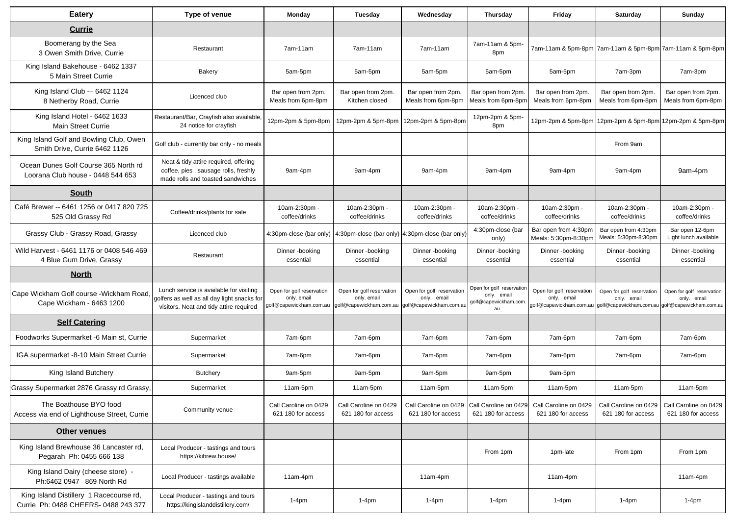| Eatery | Type of venue | Monday | Tuesday | Wednesday | Thursday | Friday | Saturday | Sunday |
|---|---|---|---|---|---|---|---|---|
| **Currie** | | | | | | | | |
| Boomerang by the Sea 3 Owen Smith Drive, Currie | Restaurant | 7am-11am | 7am-11am | 7am-11am | 7am-11am & 5pm-8pm | 7am-11am & 5pm-8pm | 7am-11am & 5pm-8pm | 7am-11am & 5pm-8pm |
| King Island Bakehouse - 6462 1337 5 Main Street Currie | Bakery | 5am-5pm | 5am-5pm | 5am-5pm | 5am-5pm | 5am-5pm | 7am-3pm | 7am-3pm |
| King Island Club -– 6462 1124 8 Netherby Road, Currie | Licenced club | Bar open from 2pm. Meals from 6pm-8pm | Bar open from 2pm. Kitchen closed | Bar open from 2pm. Meals from 6pm-8pm | Bar open from 2pm. Meals from 6pm-8pm | Bar open from 2pm. Meals from 6pm-8pm | Bar open from 2pm. Meals from 6pm-8pm | Bar open from 2pm. Meals from 6pm-8pm |
| King Island Hotel - 6462 1633 Main Street Currie | Restaurant/Bar, Crayfish also available, 24 notice for crayfish | 12pm-2pm & 5pm-8pm | 12pm-2pm & 5pm-8pm | 12pm-2pm & 5pm-8pm | 12pm-2pm & 5pm-8pm | 12pm-2pm & 5pm-8pm | 12pm-2pm & 5pm-8pm | 12pm-2pm & 5pm-8pm |
| King Island Golf and Bowling Club, Owen Smith Drive, Currie 6462 1126 | Golf club - currently bar only - no meals | | | | | | From 9am | |
| Ocean Dunes Golf Course 365 North rd Loorana Club house - 0448 544 653 | Neat & tidy attire required, offering coffee, pies , sausage rolls, freshly made rolls and toasted sandwiches | 9am-4pm | 9am-4pm | 9am-4pm | 9am-4pm | 9am-4pm | 9am-4pm | 9am-4pm |
| **South** | | | | | | | | |
| Café Brewer -- 6461 1256 or 0417 820 725 525 Old Grassy Rd | Coffee/drinks/plants for sale | 10am-2:30pm - coffee/drinks | 10am-2:30pm - coffee/drinks | 10am-2:30pm - coffee/drinks | 10am-2:30pm - coffee/drinks | 10am-2:30pm - coffee/drinks | 10am-2:30pm - coffee/drinks | 10am-2:30pm - coffee/drinks |
| Grassy Club - Grassy Road, Grassy | Licenced club | 4:30pm-close (bar only) | 4:30pm-close (bar only) | 4:30pm-close (bar only) | 4:30pm-close (bar only) | Bar open from 4:30pm Meals: 5:30pm-8:30pm | Bar open from 4:30pm Meals: 5:30pm-8:30pm | Bar open 12-6pm Light lunch available |
| Wild Harvest - 6461 1176 or 0408 546 469 4 Blue Gum Drive, Grassy | Restaurant | Dinner -booking essential | Dinner -booking essential | Dinner -booking essential | Dinner -booking essential | Dinner -booking essential | Dinner -booking essential | Dinner -booking essential |
| **North** | | | | | | | | |
| Cape Wickham Golf course -Wickham Road, Cape Wickham - 6463 1200 | Lunch service is available for visiting golfers as well as all day light snacks for visitors. Neat and tidy attire required | Open for golf reservation only. email golf@capewickham.com.au | Open for golf reservation only. email golf@capewickham.com.au | Open for golf reservation only. email golf@capewickham.com.au | Open for golf reservation only. email golf@capewickham.com.au | Open for golf reservation only. email golf@capewickham.com.au | Open for golf reservation only. email golf@capewickham.com.au | Open for golf reservation only. email golf@capewickham.com.au |
| **Self Catering** | | | | | | | | |
| Foodworks Supermarket -6 Main st, Currie | Supermarket | 7am-6pm | 7am-6pm | 7am-6pm | 7am-6pm | 7am-6pm | 7am-6pm | 7am-6pm |
| IGA supermarket -8-10 Main Street Currie | Supermarket | 7am-6pm | 7am-6pm | 7am-6pm | 7am-6pm | 7am-6pm | 7am-6pm | 7am-6pm |
| King Island Butchery | Butchery | 9am-5pm | 9am-5pm | 9am-5pm | 9am-5pm | 9am-5pm | | |
| Grassy Supermarket 2876 Grassy rd Grassy, | Supermarket | 11am-5pm | 11am-5pm | 11am-5pm | 11am-5pm | 11am-5pm | 11am-5pm | 11am-5pm |
| The Boathouse BYO food Access via end of Lighthouse Street, Currie | Community venue | Call Caroline on 0429 621 180 for access | Call Caroline on 0429 621 180 for access | Call Caroline on 0429 621 180 for access | Call Caroline on 0429 621 180 for access | Call Caroline on 0429 621 180 for access | Call Caroline on 0429 621 180 for access | Call Caroline on 0429 621 180 for access |
| **Other venues** | | | | | | | | |
| King Island Brewhouse 36 Lancaster rd, Pegarah Ph: 0455 666 138 | Local Producer - tastings and tours https://kibrew.house/ | | | | From 1pm | 1pm-late | From 1pm | From 1pm |
| King Island Dairy (cheese store) - Ph:6462 0947 869 North Rd | Local Producer - tastings available | 11am-4pm | | 11am-4pm | | 11am-4pm | | 11am-4pm |
| King Island Distillery 1 Racecourse rd, Currie Ph: 0488 CHEERS- 0488 243 377 | Local Producer - tastings and tours https://kingislanddistillery.com/ | 1-4pm | 1-4pm | 1-4pm | 1-4pm | 1-4pm | 1-4pm | 1-4pm |